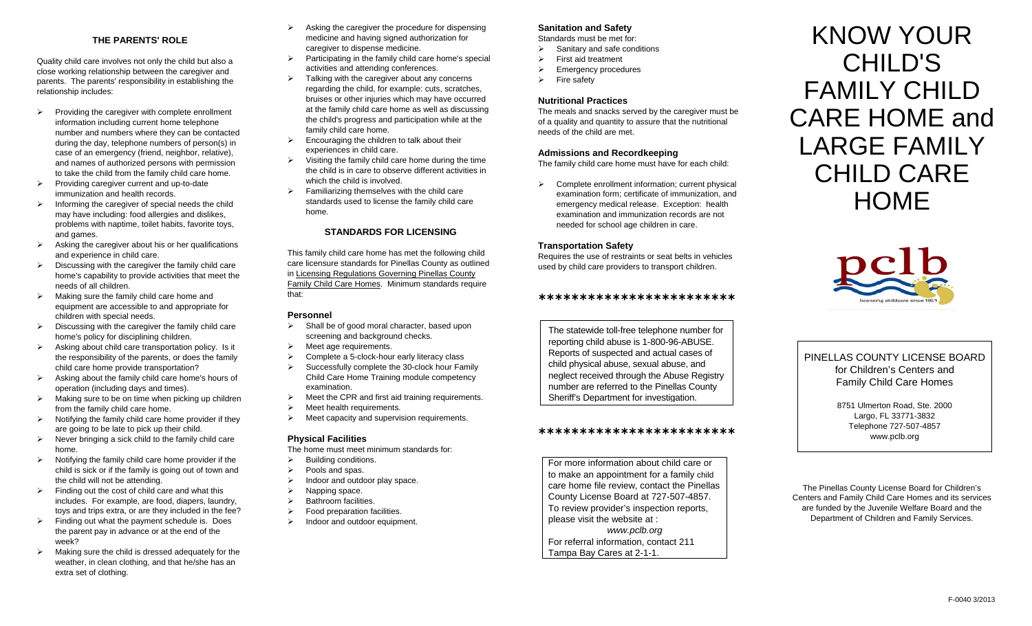## THE PARENTS' ROLE

Quality child care involves not only the child but also a close working relationship between the caregiver and parents. The parents' responsibility in establishing the relationship includes:

- Providing the caregiver with complete enrollment information including current home telephone number and numbers where they can be contacted during the day, telephone numbers of person(s) in case of an emergency (friend, neighbor, relative), and names of authorized persons with permission to take the child from the family child care home.
- Providing caregiver current and up-to-date immunization and health records.
- Informing the caregiver of special needs the child may have including: food allergies and dislikes, problems with naptime, toilet habits, favorite toys, and games.
- Asking the caregiver about his or her qualifications and experience in child care.
- Discussing with the caregiver the family child care home's capability to provide activities that meet the needs of all children.
- Making sure the family child care home and equipment are accessible to and appropriate for children with special needs.
- Discussing with the caregiver the family child care home's policy for disciplining children.
- Asking about child care transportation policy. Is it the responsibility of the parents, or does the family child care home provide transportation?
- Asking about the family child care home's hours of operation (including days and times).
- Making sure to be on time when picking up children from the family child care home.
- Notifying the family child care home provider if they are going to be late to pick up their child.
- Never bringing a sick child to the family child care home.
- Notifying the family child care home provider if the child is sick or if the family is going out of town and the child will not be attending.
- Finding out the cost of child care and what this includes. For example, are food, diapers, laundry, toys and trips extra, or are they included in the fee?
- Finding out what the payment schedule is. Does the parent pay in advance or at the end of the week?
- Making sure the child is dressed adequately for the weather, in clean clothing, and that he/she has an extra set of clothing.
- Asking the caregiver the procedure for dispensing medicine and having signed authorization for caregiver to dispense medicine.
- Participating in the family child care home's special activities and attending conferences.
- Talking with the caregiver about any concerns regarding the child, for example: cuts, scratches, bruises or other injuries which may have occurred at the family child care home as well as discussing the child's progress and participation while at the family child care home.
- Encouraging the children to talk about their experiences in child care.
- Visiting the family child care home during the time the child is in care to observe different activities in which the child is involved.
- Familiarizing themselves with the child care standards used to license the family child care home.

## STANDARDS FOR LICENSING

This family child care home has met the following child care licensure standards for Pinellas County as outlined in Licensing Regulations Governing Pinellas County Family Child Care Homes. Minimum standards require that:

### Personnel

- Shall be of good moral character, based upon screening and background checks.
- Meet age requirements.
- Complete a 5-clock-hour early literacy class
- Successfully complete the 30-clock hour Family Child Care Home Training module competency examination.
- Meet the CPR and first aid training requirements.
- Meet health requirements.
- Meet capacity and supervision requirements.

### Physical Facilities

The home must meet minimum standards for:

- Building conditions.
- Pools and spas.
- Indoor and outdoor play space.
- Napping space.
- Bathroom facilities.
- Food preparation facilities.
- Indoor and outdoor equipment.

### Sanitation and Safety

Standards must be met for:

- Sanitary and safe conditions
- First aid treatment
- Emergency procedures
- Fire safety

### Nutritional Practices

The meals and snacks served by the caregiver must be of a quality and quantity to assure that the nutritional needs of the child are met.

### Admissions and Recordkeeping

The family child care home must have for each child:

- Complete enrollment information; current physical examination form; certificate of immunization, and emergency medical release. Exception: health examination and immunization records are not needed for school age children in care.

### Transportation Safety

Requires the use of restraints or seat belts in vehicles used by child care providers to transport children.

***********************

The statewide toll-free telephone number for reporting child abuse is 1-800-96-ABUSE. Reports of suspected and actual cases of child physical abuse, sexual abuse, and neglect received through the Abuse Registry number are referred to the Pinellas County Sheriff's Department for investigation.

***********************

For more information about child care or to make an appointment for a family child care home file review, contact the Pinellas County License Board at 727-507-4857. To review provider's inspection reports, please visit the website at :

*www.pclb.org*

For referral information, contact 211 Tampa Bay Cares at 2-1-1.

# KNOW YOUR CHILD'S FAMILY CHILD CARE HOME and LARGE FAMILY CHILD CARE HOME

pclb
licensing childcare since 1951

PINELLAS COUNTY LICENSE BOARD for Children's Centers and Family Child Care Homes

8751 Ulmerton Road, Ste. 2000
Largo, FL 33771-3832
Telephone 727-507-4857
www.pclb.org

The Pinellas County License Board for Children's Centers and Family Child Care Homes and its services are funded by the Juvenile Welfare Board and the Department of Children and Family Services.

F-0040 3/2013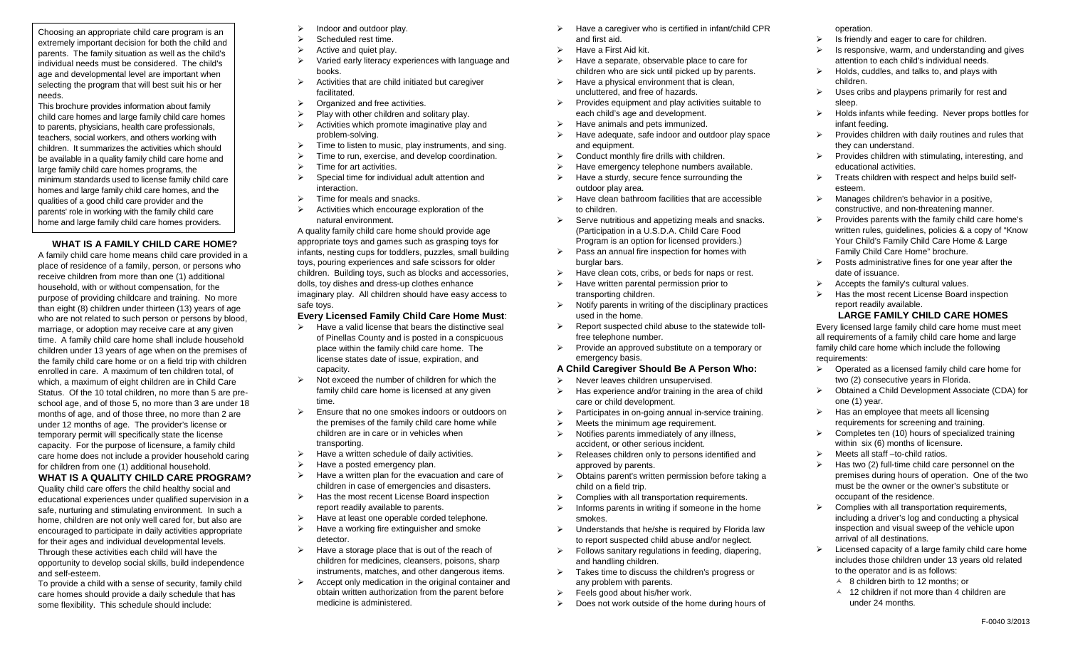Choosing an appropriate child care program is an extremely important decision for both the child and parents. The family situation as well as the child's individual needs must be considered. The child's age and developmental level are important when selecting the program that will best suit his or her needs.

This brochure provides information about family child care homes and large family child care homes to parents, physicians, health care professionals, teachers, social workers, and others working with children. It summarizes the activities which should be available in a quality family child care home and large family child care homes programs, the minimum standards used to license family child care homes and large family child care homes, and the qualities of a good child care provider and the parents' role in working with the family child care home and large family child care homes providers.

## WHAT IS A FAMILY CHILD CARE HOME?

A family child care home means child care provided in a place of residence of a family, person, or persons who receive children from more than one (1) additional household, with or without compensation, for the purpose of providing childcare and training. No more than eight (8) children under thirteen (13) years of age who are not related to such person or persons by blood, marriage, or adoption may receive care at any given time. A family child care home shall include household children under 13 years of age when on the premises of the family child care home or on a field trip with children enrolled in care. A maximum of ten children total, of which, a maximum of eight children are in Child Care Status. Of the 10 total children, no more than 5 are pre-school age, and of those 5, no more than 3 are under 18 months of age, and of those three, no more than 2 are under 12 months of age. The provider's license or temporary permit will specifically state the license capacity. For the purpose of licensure, a family child care home does not include a provider household caring for children from one (1) additional household.

## WHAT IS A QUALITY CHILD CARE PROGRAM?

Quality child care offers the child healthy social and educational experiences under qualified supervision in a safe, nurturing and stimulating environment. In such a home, children are not only well cared for, but also are encouraged to participate in daily activities appropriate for their ages and individual developmental levels. Through these activities each child will have the opportunity to develop social skills, build independence and self-esteem.

To provide a child with a sense of security, family child care homes should provide a daily schedule that has some flexibility. This schedule should include:

- Indoor and outdoor play.
- Scheduled rest time.
- Active and quiet play.
- Varied early literacy experiences with language and books.
- Activities that are child initiated but caregiver facilitated.
- Organized and free activities.
- Play with other children and solitary play.
- Activities which promote imaginative play and problem-solving.
- Time to listen to music, play instruments, and sing.
- Time to run, exercise, and develop coordination.
- Time for art activities.
- Special time for individual adult attention and interaction.
- Time for meals and snacks.
- Activities which encourage exploration of the natural environment.

A quality family child care home should provide age appropriate toys and games such as grasping toys for infants, nesting cups for toddlers, puzzles, small building toys, pouring experiences and safe scissors for older children. Building toys, such as blocks and accessories, dolls, toy dishes and dress-up clothes enhance imaginary play. All children should have easy access to safe toys.

### Every Licensed Family Child Care Home Must:

- Have a valid license that bears the distinctive seal of Pinellas County and is posted in a conspicuous place within the family child care home. The license states date of issue, expiration, and capacity.
- Not exceed the number of children for which the family child care home is licensed at any given time.
- Ensure that no one smokes indoors or outdoors on the premises of the family child care home while children are in care or in vehicles when transporting.
- Have a written schedule of daily activities.
- Have a posted emergency plan.
- Have a written plan for the evacuation and care of children in case of emergencies and disasters.
- Has the most recent License Board inspection report readily available to parents.
- Have at least one operable corded telephone.
- Have a working fire extinguisher and smoke detector.
- Have a storage place that is out of the reach of children for medicines, cleansers, poisons, sharp instruments, matches, and other dangerous items.
- Accept only medication in the original container and obtain written authorization from the parent before medicine is administered.
- Have a caregiver who is certified in infant/child CPR and first aid.
- Have a First Aid kit.
- Have a separate, observable place to care for children who are sick until picked up by parents.
- Have a physical environment that is clean, uncluttered, and free of hazards.
- Provides equipment and play activities suitable to each child's age and development.
- Have animals and pets immunized.
- Have adequate, safe indoor and outdoor play space and equipment.
- Conduct monthly fire drills with children.
- Have emergency telephone numbers available.
- Have a sturdy, secure fence surrounding the outdoor play area.
- Have clean bathroom facilities that are accessible to children.
- Serve nutritious and appetizing meals and snacks. (Participation in a U.S.D.A. Child Care Food Program is an option for licensed providers.)
- Pass an annual fire inspection for homes with burglar bars.
- Have clean cots, cribs, or beds for naps or rest.
- Have written parental permission prior to transporting children.
- Notify parents in writing of the disciplinary practices used in the home.
- Report suspected child abuse to the statewide toll-free telephone number.
- Provide an approved substitute on a temporary or emergency basis.

### A Child Caregiver Should Be A Person Who:

- Never leaves children unsupervised.
- Has experience and/or training in the area of child care or child development.
- Participates in on-going annual in-service training.
- Meets the minimum age requirement.
- Notifies parents immediately of any illness, accident, or other serious incident.
- Releases children only to persons identified and approved by parents.
- Obtains parent's written permission before taking a child on a field trip.
- Complies with all transportation requirements.
- Informs parents in writing if someone in the home smokes.
- Understands that he/she is required by Florida law to report suspected child abuse and/or neglect.
- Follows sanitary regulations in feeding, diapering, and handling children.
- Takes time to discuss the children's progress or any problem with parents.
- Feels good about his/her work.
- Does not work outside of the home during hours of operation.
- Is friendly and eager to care for children.
- Is responsive, warm, and understanding and gives attention to each child's individual needs.
- Holds, cuddles, and talks to, and plays with children.
- Uses cribs and playpens primarily for rest and sleep.
- Holds infants while feeding. Never props bottles for infant feeding.
- Provides children with daily routines and rules that they can understand.
- Provides children with stimulating, interesting, and educational activities.
- Treats children with respect and helps build self-esteem.
- Manages children's behavior in a positive, constructive, and non-threatening manner.
- Provides parents with the family child care home's written rules, guidelines, policies & a copy of "Know Your Child's Family Child Care Home & Large Family Child Care Home" brochure.
- Posts administrative fines for one year after the date of issuance.
- Accepts the family's cultural values.
- Has the most recent License Board inspection report readily available.

## LARGE FAMILY CHILD CARE HOMES

Every licensed large family child care home must meet all requirements of a family child care home and large family child care home which include the following requirements:

- Operated as a licensed family child care home for two (2) consecutive years in Florida.
- Obtained a Child Development Associate (CDA) for one (1) year.
- Has an employee that meets all licensing requirements for screening and training.
- Completes ten (10) hours of specialized training within six (6) months of licensure.
- Meets all staff –to-child ratios.
- Has two (2) full-time child care personnel on the premises during hours of operation. One of the two must be the owner or the owner's substitute or occupant of the residence.
- Complies with all transportation requirements, including a driver's log and conducting a physical inspection and visual sweep of the vehicle upon arrival of all destinations.
- Licensed capacity of a large family child care home includes those children under 13 years old related to the operator and is as follows:
  - 8 children birth to 12 months; or
  - 12 children if not more than 4 children are under 24 months.

F-0040 3/2013